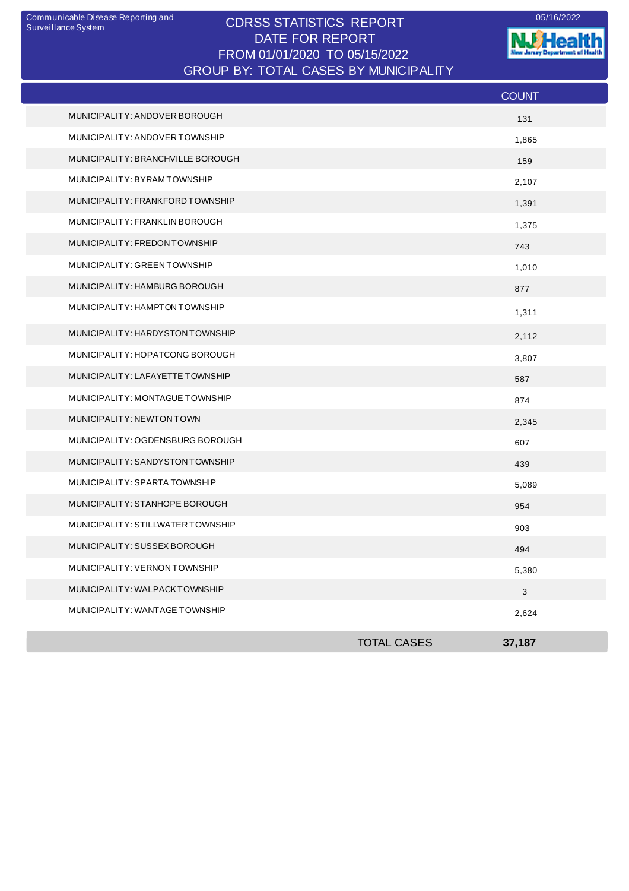Communicable Disease Reporting and Surveillance System

05/16/2022

# CDRSS STATISTICS REPORT
## DATE FOR REPORT
## FROM 01/01/2020 TO 05/15/2022
## GROUP BY: TOTAL CASES BY MUNICIPALITY

| | COUNT |
|---|---|
| MUNICIPALITY: ANDOVER BOROUGH | 131 |
| MUNICIPALITY: ANDOVER TOWNSHIP | 1,865 |
| MUNICIPALITY: BRANCHVILLE BOROUGH | 159 |
| MUNICIPALITY: BYRAM TOWNSHIP | 2,107 |
| MUNICIPALITY: FRANKFORD TOWNSHIP | 1,391 |
| MUNICIPALITY: FRANKLIN BOROUGH | 1,375 |
| MUNICIPALITY: FREDON TOWNSHIP | 743 |
| MUNICIPALITY: GREEN TOWNSHIP | 1,010 |
| MUNICIPALITY: HAMBURG BOROUGH | 877 |
| MUNICIPALITY: HAMPTON TOWNSHIP | 1,311 |
| MUNICIPALITY: HARDYSTON TOWNSHIP | 2,112 |
| MUNICIPALITY: HOPATCONG BOROUGH | 3,807 |
| MUNICIPALITY: LAFAYETTE TOWNSHIP | 587 |
| MUNICIPALITY: MONTAGUE TOWNSHIP | 874 |
| MUNICIPALITY: NEWTON TOWN | 2,345 |
| MUNICIPALITY: OGDENSBURG BOROUGH | 607 |
| MUNICIPALITY: SANDYSTON TOWNSHIP | 439 |
| MUNICIPALITY: SPARTA TOWNSHIP | 5,089 |
| MUNICIPALITY: STANHOPE BOROUGH | 954 |
| MUNICIPALITY: STILLWATER TOWNSHIP | 903 |
| MUNICIPALITY: SUSSEX BOROUGH | 494 |
| MUNICIPALITY: VERNON TOWNSHIP | 5,380 |
| MUNICIPALITY: WALPACK TOWNSHIP | 3 |
| MUNICIPALITY: WANTAGE TOWNSHIP | 2,624 |
| TOTAL CASES | **37,187** |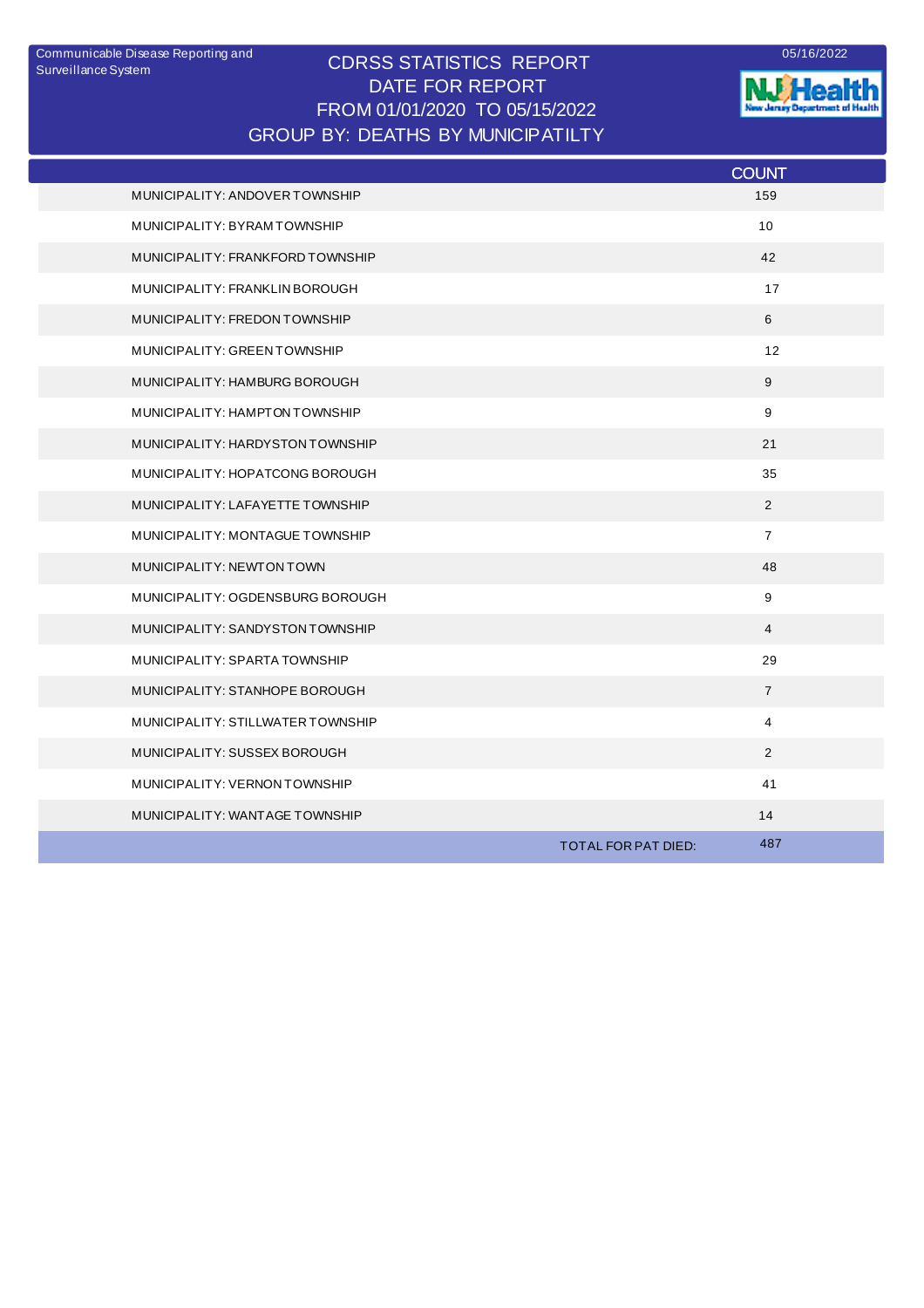Communicable Disease Reporting and Surveillance System

05/16/2022

# CDRSS STATISTICS REPORT
## DATE FOR REPORT
## FROM 01/01/2020 TO 05/15/2022
## GROUP BY: DEATHS BY MUNICIPATILTY

| | COUNT |
|---|---|
| MUNICIPALITY: ANDOVER TOWNSHIP | 159 |
| MUNICIPALITY: BYRAM TOWNSHIP | 10 |
| MUNICIPALITY: FRANKFORD TOWNSHIP | 42 |
| MUNICIPALITY: FRANKLIN BOROUGH | 17 |
| MUNICIPALITY: FREDON TOWNSHIP | 6 |
| MUNICIPALITY: GREEN TOWNSHIP | 12 |
| MUNICIPALITY: HAMBURG BOROUGH | 9 |
| MUNICIPALITY: HAMPTON TOWNSHIP | 9 |
| MUNICIPALITY: HARDYSTON TOWNSHIP | 21 |
| MUNICIPALITY: HOPATCONG BOROUGH | 35 |
| MUNICIPALITY: LAFAYETTE TOWNSHIP | 2 |
| MUNICIPALITY: MONTAGUE TOWNSHIP | 7 |
| MUNICIPALITY: NEWTON TOWN | 48 |
| MUNICIPALITY: OGDENSBURG BOROUGH | 9 |
| MUNICIPALITY: SANDYSTON TOWNSHIP | 4 |
| MUNICIPALITY: SPARTA TOWNSHIP | 29 |
| MUNICIPALITY: STANHOPE BOROUGH | 7 |
| MUNICIPALITY: STILLWATER TOWNSHIP | 4 |
| MUNICIPALITY: SUSSEX BOROUGH | 2 |
| MUNICIPALITY: VERNON TOWNSHIP | 41 |
| MUNICIPALITY: WANTAGE TOWNSHIP | 14 |
| TOTAL FOR PAT DIED: | 487 |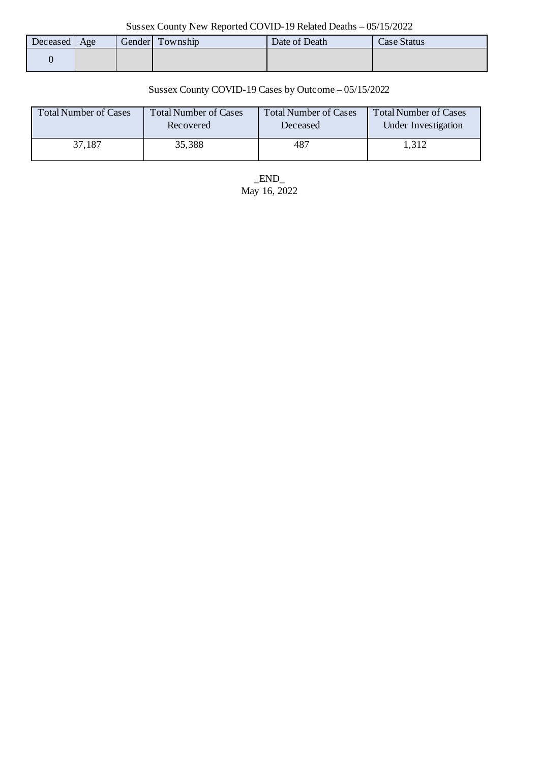Sussex County New Reported COVID-19 Related Deaths – 05/15/2022

| Deceased | Age | Gender | Township | Date of Death | Case Status |
|---|---|---|---|---|---|
| 0 | | | | | |

Sussex County COVID-19 Cases by Outcome – 05/15/2022

| Total Number of Cases | Total Number of Cases Recovered | Total Number of Cases Deceased | Total Number of Cases Under Investigation |
|---|---|---|---|
| 37,187 | 35,388 | 487 | 1,312 |

_END_
May 16, 2022